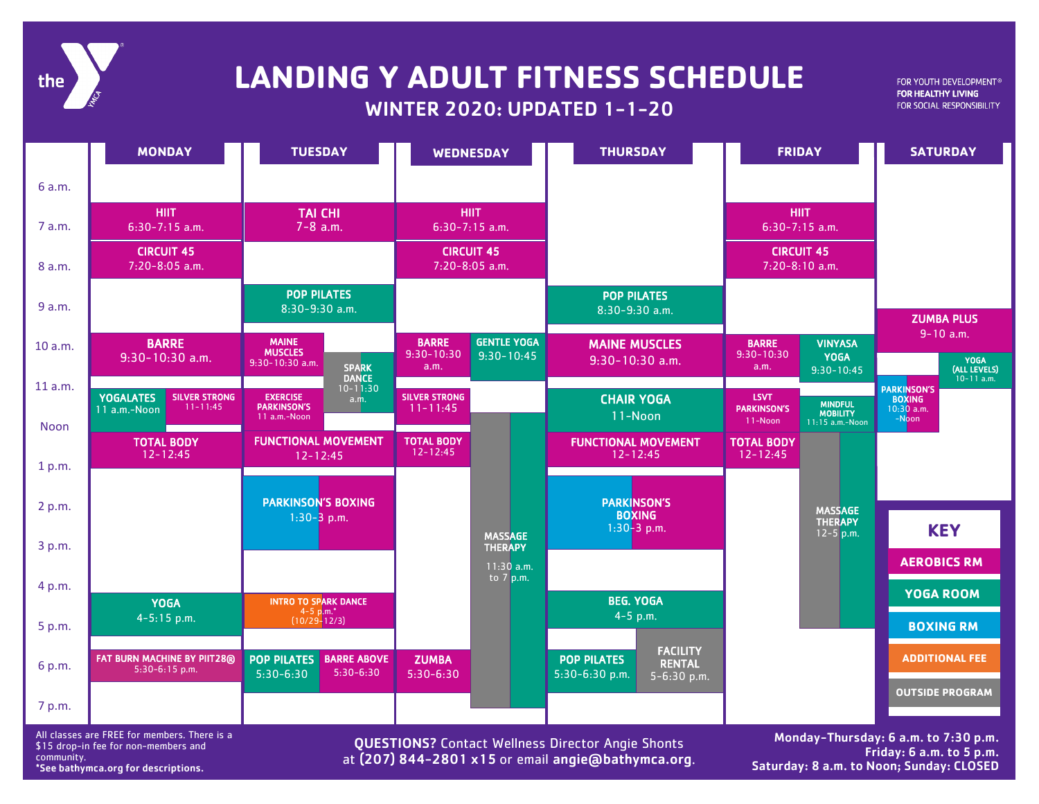# LANDING Y ADULT FITNESS SCHEDULE

## WINTER 2020: UPDATED 1-1-20

FOR YOUTH DEVELOPMENT®
**FOR HEALTHY LIVING**
FOR SOCIAL RESPONSIBILITY

| | MONDAY | TUESDAY | WEDNESDAY | THURSDAY | FRIDAY | SATURDAY |
|---|---|---|---|---|---|---|
| 6 a.m. | | | | | | |
| 7 a.m. | HIIT 6:30-7:15 a.m. | TAI CHI 7-8 a.m. | HIIT 6:30-7:15 a.m. | | HIIT 6:30-7:15 a.m. | |
| 8 a.m. | CIRCUIT 45 7:20-8:05 a.m. | | CIRCUIT 45 7:20-8:05 a.m. | | CIRCUIT 45 7:20-8:10 a.m. | |
| 9 a.m. | | POP PILATES 8:30-9:30 a.m. | | POP PILATES 8:30-9:30 a.m. | | ZUMBA PLUS 9-10 a.m. |
| 10 a.m. | BARRE 9:30-10:30 a.m. | MAINE MUSCLES 9:30-10:30 a.m.; SPARK DANCE 10-11:30 a.m. | BARRE 9:30-10:30 a.m.; GENTLE YOGA 9:30-10:45 | MAINE MUSCLES 9:30-10:30 a.m. | BARRE 9:30-10:30 a.m.; VINYASA YOGA 9:30-10:45 | YOGA (ALL LEVELS) 10-11 a.m. |
| 11 a.m. | YOGALATES 11 a.m.-Noon; SILVER STRONG 11-11:45 | EXERCISE PARKINSON'S 11 a.m.-Noon | SILVER STRONG 11-11:45; MASSAGE THERAPY 11:30 a.m. to 7 p.m. | CHAIR YOGA 11-Noon | LSVT PARKINSON'S 11-Noon; MINDFUL MOBILITY 11:15 a.m.-Noon | PARKINSON'S BOXING 10:30 a.m.-Noon |
| Noon | TOTAL BODY 12-12:45 | FUNCTIONAL MOVEMENT 12-12:45 | TOTAL BODY 12-12:45 | FUNCTIONAL MOVEMENT 12-12:45 | TOTAL BODY 12-12:45; MASSAGE THERAPY 12-5 p.m. | |
| 1 p.m. | | PARKINSON'S BOXING 1:30-3 p.m. | | PARKINSON'S BOXING 1:30-3 p.m. | | |
| 2 p.m. | | | | | | |
| 3 p.m. | | | | | | |
| 4 p.m. | YOGA 4-5:15 p.m. | INTRO TO SPARK DANCE 4-5 p.m.* (10/29-12/3) | | BEG. YOGA 4-5 p.m. | | |
| 5 p.m. | FAT BURN MACHINE BY PIIT28® 5:30-6:15 p.m. | POP PILATES 5:30-6:30; BARRE ABOVE 5:30-6:30 | ZUMBA 5:30-6:30 | POP PILATES 5:30-6:30 p.m.; FACILITY RENTAL 5-6:30 p.m. | | |
| 6 p.m. | | | | | | |
| 7 p.m. | | | | | | |

**KEY**
- AEROBICS RM
- YOGA ROOM
- BOXING RM
- ADDITIONAL FEE
- OUTSIDE PROGRAM

All classes are FREE for members. There is a $15 drop-in fee for non-members and community.
**\*See bathymca.org for descriptions.**

**QUESTIONS?** Contact Wellness Director Angie Shonts at **(207) 844-2801 x15** or email **angie@bathymca.org**.

**Monday-Thursday: 6 a.m. to 7:30 p.m.**
**Friday: 6 a.m. to 5 p.m.**
**Saturday: 8 a.m. to Noon; Sunday: CLOSED**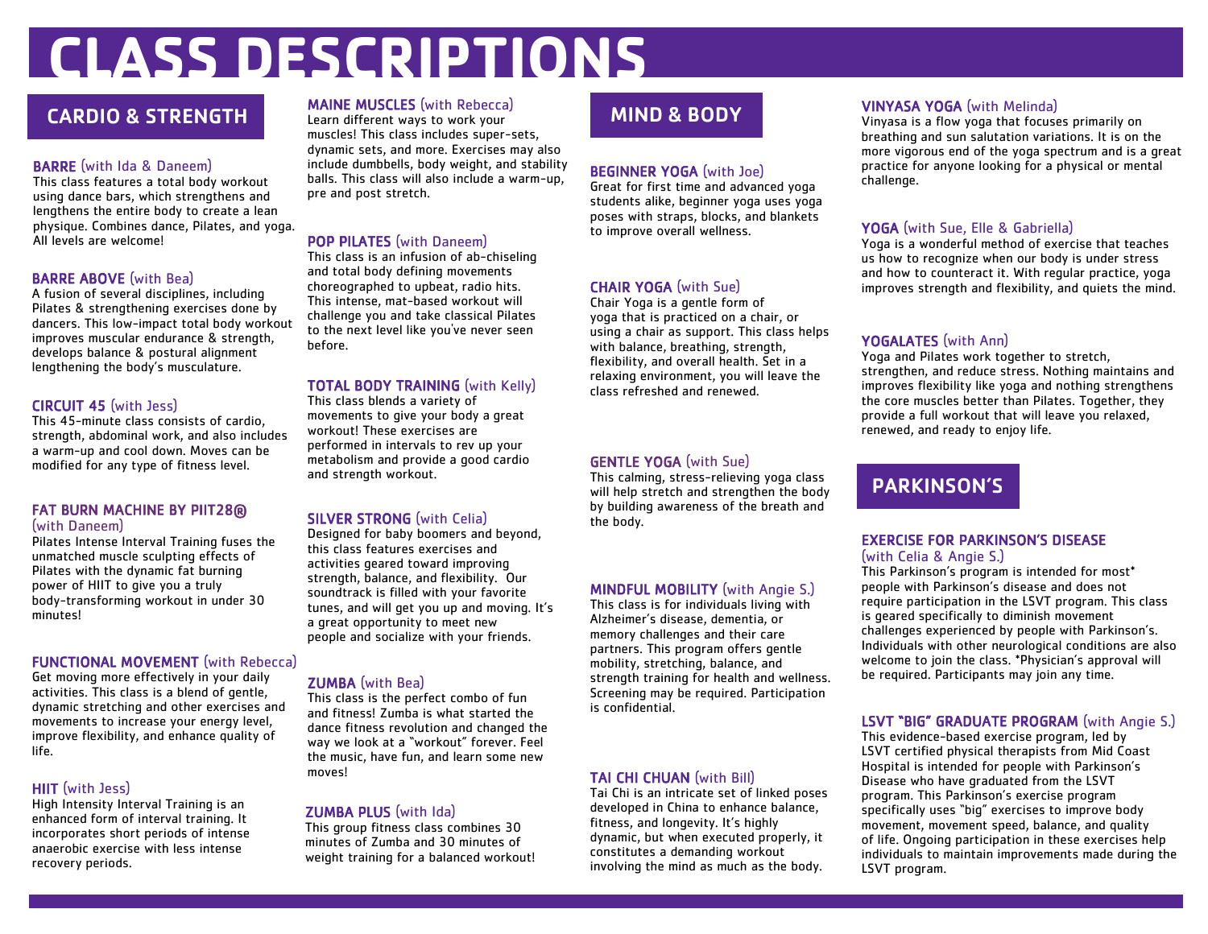# CLASS DESCRIPTIONS

## CARDIO & STRENGTH

### BARRE (with Ida & Daneem)

This class features a total body workout using dance bars, which strengthens and lengthens the entire body to create a lean physique. Combines dance, Pilates, and yoga. All levels are welcome!

### BARRE ABOVE (with Bea)

A fusion of several disciplines, including Pilates & strengthening exercises done by dancers. This low-impact total body workout improves muscular endurance & strength, develops balance & postural alignment lengthening the body's musculature.

### CIRCUIT 45 (with Jess)

This 45-minute class consists of cardio, strength, abdominal work, and also includes a warm-up and cool down. Moves can be modified for any type of fitness level.

### FAT BURN MACHINE BY PIIT28® (with Daneem)

Pilates Intense Interval Training fuses the unmatched muscle sculpting effects of Pilates with the dynamic fat burning power of HIIT to give you a truly body-transforming workout in under 30 minutes!

### FUNCTIONAL MOVEMENT (with Rebecca)

Get moving more effectively in your daily activities. This class is a blend of gentle, dynamic stretching and other exercises and movements to increase your energy level, improve flexibility, and enhance quality of life.

### HIIT (with Jess)

High Intensity Interval Training is an enhanced form of interval training. It incorporates short periods of intense anaerobic exercise with less intense recovery periods.

### MAINE MUSCLES (with Rebecca)

Learn different ways to work your muscles! This class includes super-sets, dynamic sets, and more. Exercises may also include dumbbells, body weight, and stability balls. This class will also include a warm-up, pre and post stretch.

### POP PILATES (with Daneem)

This class is an infusion of ab-chiseling and total body defining movements choreographed to upbeat, radio hits. This intense, mat-based workout will challenge you and take classical Pilates to the next level like you've never seen before.

### TOTAL BODY TRAINING (with Kelly)

This class blends a variety of movements to give your body a great workout! These exercises are performed in intervals to rev up your metabolism and provide a good cardio and strength workout.

### SILVER STRONG (with Celia)

Designed for baby boomers and beyond, this class features exercises and activities geared toward improving strength, balance, and flexibility. Our soundtrack is filled with your favorite tunes, and will get you up and moving. It's a great opportunity to meet new people and socialize with your friends.

### ZUMBA (with Bea)

This class is the perfect combo of fun and fitness! Zumba is what started the dance fitness revolution and changed the way we look at a "workout" forever. Feel the music, have fun, and learn some new moves!

### ZUMBA PLUS (with Ida)

This group fitness class combines 30 minutes of Zumba and 30 minutes of weight training for a balanced workout!

## MIND & BODY

### BEGINNER YOGA (with Joe)

Great for first time and advanced yoga students alike, beginner yoga uses yoga poses with straps, blocks, and blankets to improve overall wellness.

### CHAIR YOGA (with Sue)

Chair Yoga is a gentle form of yoga that is practiced on a chair, or using a chair as support. This class helps with balance, breathing, strength, flexibility, and overall health. Set in a relaxing environment, you will leave the class refreshed and renewed.

### GENTLE YOGA (with Sue)

This calming, stress-relieving yoga class will help stretch and strengthen the body by building awareness of the breath and the body.

### MINDFUL MOBILITY (with Angie S.)

This class is for individuals living with Alzheimer's disease, dementia, or memory challenges and their care partners. This program offers gentle mobility, stretching, balance, and strength training for health and wellness. Screening may be required. Participation is confidential.

### TAI CHI CHUAN (with Bill)

Tai Chi is an intricate set of linked poses developed in China to enhance balance, fitness, and longevity. It's highly dynamic, but when executed properly, it constitutes a demanding workout involving the mind as much as the body.

### VINYASA YOGA (with Melinda)

Vinyasa is a flow yoga that focuses primarily on breathing and sun salutation variations. It is on the more vigorous end of the yoga spectrum and is a great practice for anyone looking for a physical or mental challenge.

### YOGA (with Sue, Elle & Gabriella)

Yoga is a wonderful method of exercise that teaches us how to recognize when our body is under stress and how to counteract it. With regular practice, yoga improves strength and flexibility, and quiets the mind.

### YOGALATES (with Ann)

Yoga and Pilates work together to stretch, strengthen, and reduce stress. Nothing maintains and improves flexibility like yoga and nothing strengthens the core muscles better than Pilates. Together, they provide a full workout that will leave you relaxed, renewed, and ready to enjoy life.

## PARKINSON'S

### EXERCISE FOR PARKINSON'S DISEASE (with Celia & Angie S.)

This Parkinson's program is intended for most* people with Parkinson's disease and does not require participation in the LSVT program. This class is geared specifically to diminish movement challenges experienced by people with Parkinson's. Individuals with other neurological conditions are also welcome to join the class. *Physician's approval will be required. Participants may join any time.

### LSVT "BIG" GRADUATE PROGRAM (with Angie S.)

This evidence-based exercise program, led by LSVT certified physical therapists from Mid Coast Hospital is intended for people with Parkinson's Disease who have graduated from the LSVT program. This Parkinson's exercise program specifically uses "big" exercises to improve body movement, movement speed, balance, and quality of life. Ongoing participation in these exercises help individuals to maintain improvements made during the LSVT program.